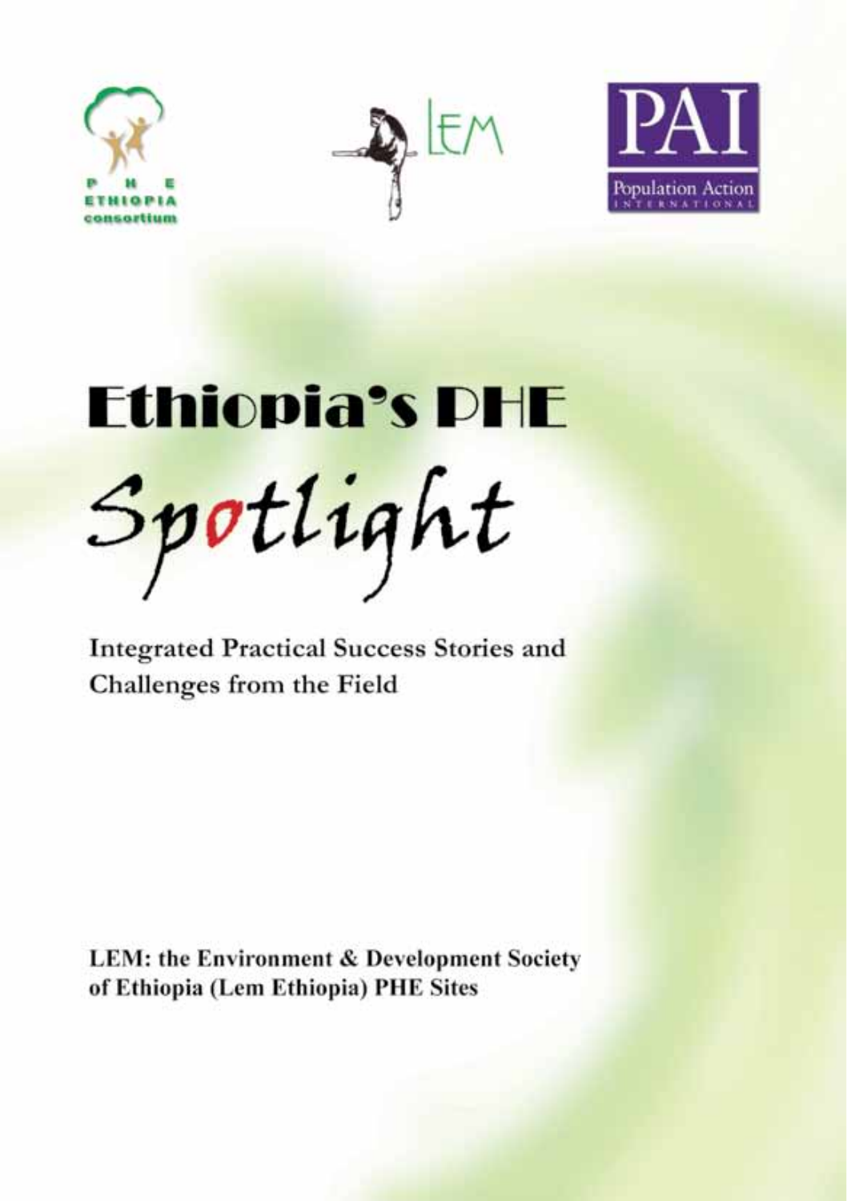P H E
ETHIOPIA
consortium

LEM

PAI
Population Action
INTERNATIONAL

# Ethiopia's PHE Spotlight

Integrated Practical Success Stories and Challenges from the Field

**LEM: the Environment & Development Society of Ethiopia (Lem Ethiopia) PHE Sites**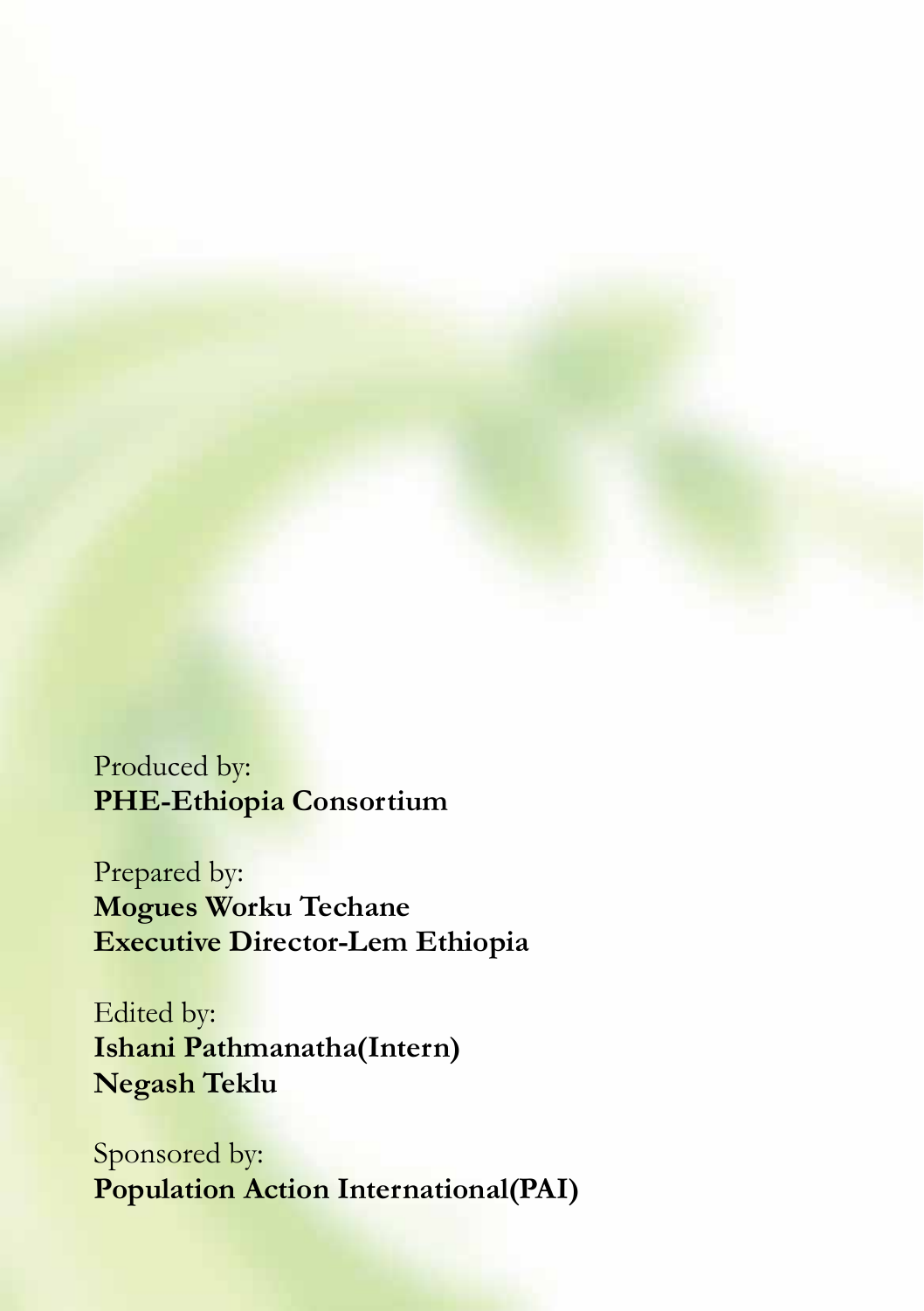Produced by:
**PHE-Ethiopia Consortium**

Prepared by:
**Mogues Worku Techane**
**Executive Director-Lem Ethiopia**

Edited by:
**Ishani Pathmanatha(Intern)**
**Negash Teklu**

Sponsored by:
**Population Action International(PAI)**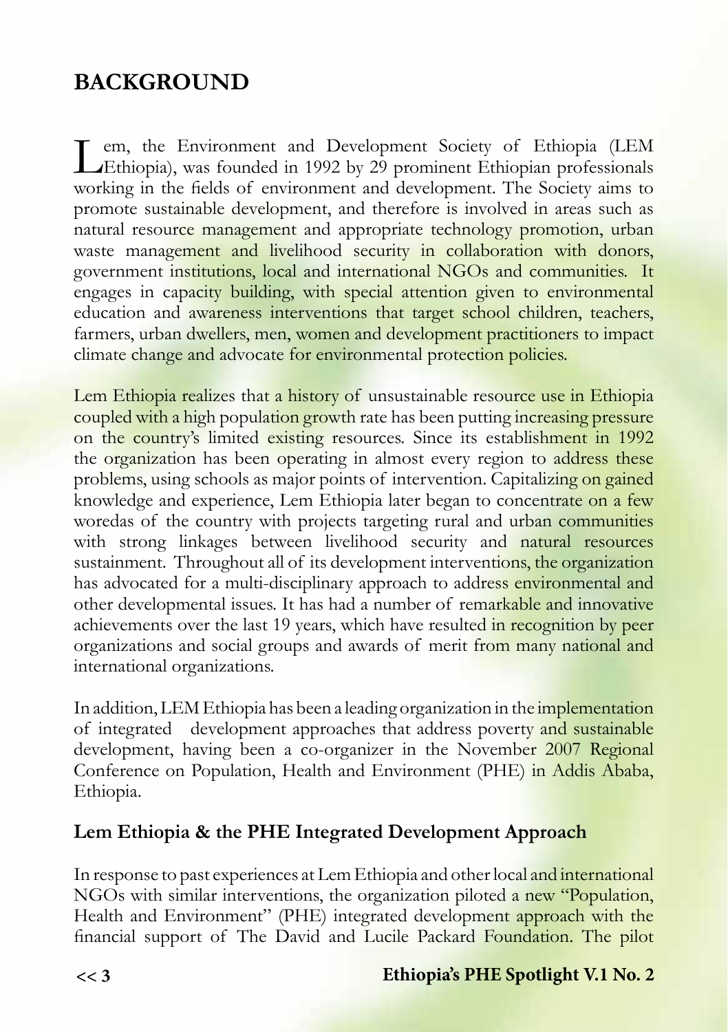# BACKGROUND

Lem, the Environment and Development Society of Ethiopia (LEM Ethiopia), was founded in 1992 by 29 prominent Ethiopian professionals working in the fields of environment and development. The Society aims to promote sustainable development, and therefore is involved in areas such as natural resource management and appropriate technology promotion, urban waste management and livelihood security in collaboration with donors, government institutions, local and international NGOs and communities. It engages in capacity building, with special attention given to environmental education and awareness interventions that target school children, teachers, farmers, urban dwellers, men, women and development practitioners to impact climate change and advocate for environmental protection policies.

Lem Ethiopia realizes that a history of unsustainable resource use in Ethiopia coupled with a high population growth rate has been putting increasing pressure on the country's limited existing resources. Since its establishment in 1992 the organization has been operating in almost every region to address these problems, using schools as major points of intervention. Capitalizing on gained knowledge and experience, Lem Ethiopia later began to concentrate on a few woredas of the country with projects targeting rural and urban communities with strong linkages between livelihood security and natural resources sustainment. Throughout all of its development interventions, the organization has advocated for a multi-disciplinary approach to address environmental and other developmental issues. It has had a number of remarkable and innovative achievements over the last 19 years, which have resulted in recognition by peer organizations and social groups and awards of merit from many national and international organizations.

In addition, LEM Ethiopia has been a leading organization in the implementation of integrated development approaches that address poverty and sustainable development, having been a co-organizer in the November 2007 Regional Conference on Population, Health and Environment (PHE) in Addis Ababa, Ethiopia.

## Lem Ethiopia & the PHE Integrated Development Approach

In response to past experiences at Lem Ethiopia and other local and international NGOs with similar interventions, the organization piloted a new "Population, Health and Environment" (PHE) integrated development approach with the financial support of The David and Lucile Packard Foundation. The pilot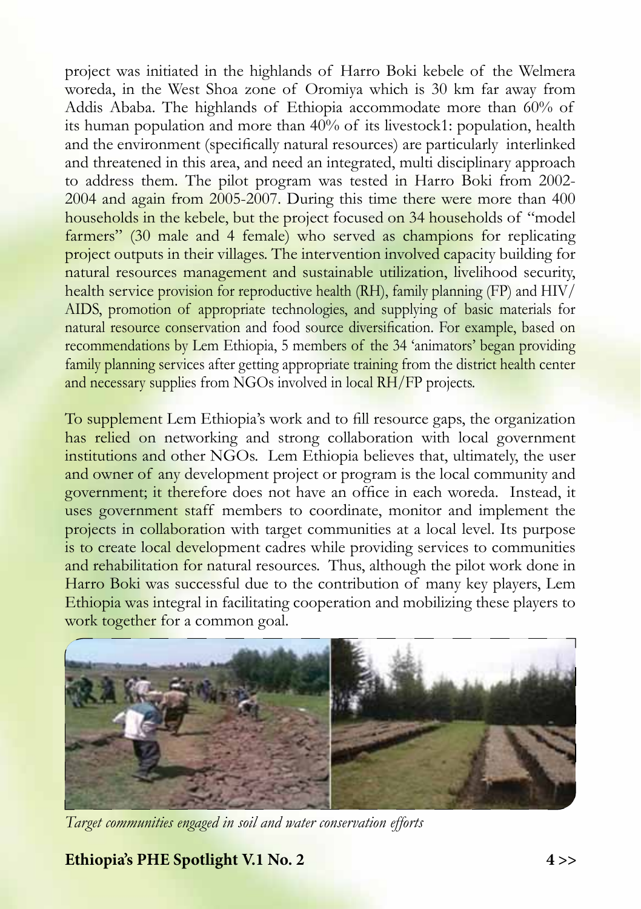project was initiated in the highlands of Harro Boki kebele of the Welmera woreda, in the West Shoa zone of Oromiya which is 30 km far away from Addis Ababa. The highlands of Ethiopia accommodate more than 60% of its human population and more than 40% of its livestock[1]: population, health and the environment (specifically natural resources) are particularly interlinked and threatened in this area, and need an integrated, multi disciplinary approach to address them. The pilot program was tested in Harro Boki from 2002-2004 and again from 2005-2007. During this time there were more than 400 households in the kebele, but the project focused on 34 households of "model farmers" (30 male and 4 female) who served as champions for replicating project outputs in their villages. The intervention involved capacity building for natural resources management and sustainable utilization, livelihood security, health service provision for reproductive health (RH), family planning (FP) and HIV/AIDS, promotion of appropriate technologies, and supplying of basic materials for natural resource conservation and food source diversification. For example, based on recommendations by Lem Ethiopia, 5 members of the 34 'animators' began providing family planning services after getting appropriate training from the district health center and necessary supplies from NGOs involved in local RH/FP projects.

To supplement Lem Ethiopia's work and to fill resource gaps, the organization has relied on networking and strong collaboration with local government institutions and other NGOs. Lem Ethiopia believes that, ultimately, the user and owner of any development project or program is the local community and government; it therefore does not have an office in each woreda. Instead, it uses government staff members to coordinate, monitor and implement the projects in collaboration with target communities at a local level. Its purpose is to create local development cadres while providing services to communities and rehabilitation for natural resources. Thus, although the pilot work done in Harro Boki was successful due to the contribution of many key players, Lem Ethiopia was integral in facilitating cooperation and mobilizing these players to work together for a common goal.

*Target communities engaged in soil and water conservation efforts*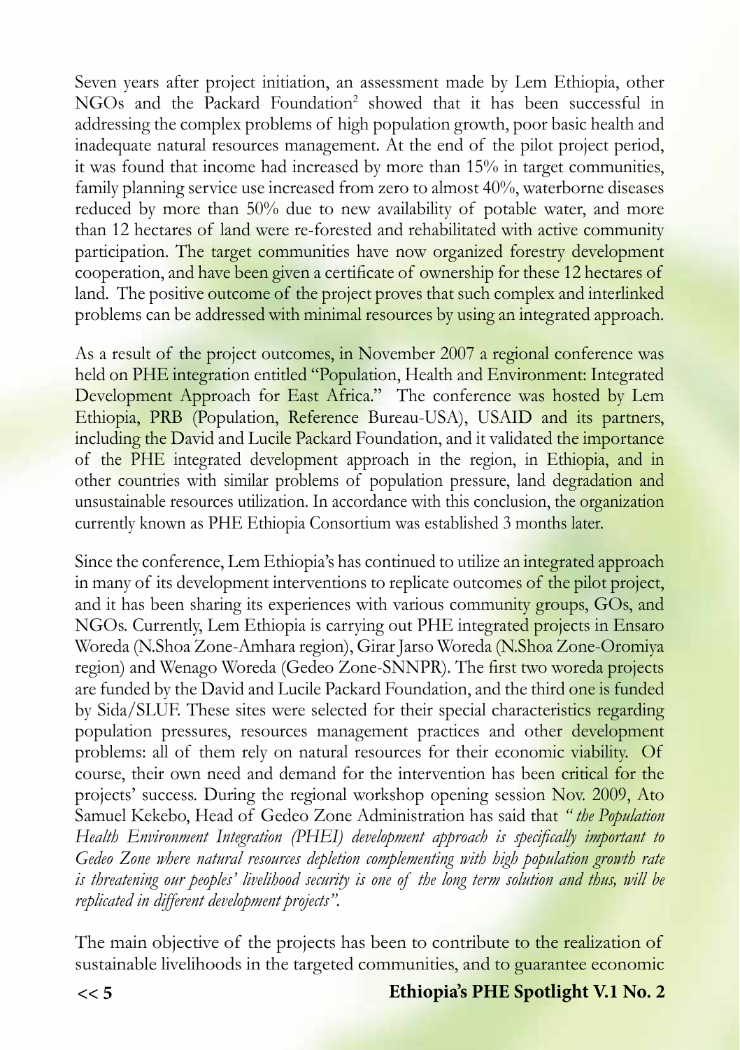Seven years after project initiation, an assessment made by Lem Ethiopia, other NGOs and the Packard Foundation[2] showed that it has been successful in addressing the complex problems of high population growth, poor basic health and inadequate natural resources management. At the end of the pilot project period, it was found that income had increased by more than 15% in target communities, family planning service use increased from zero to almost 40%, waterborne diseases reduced by more than 50% due to new availability of potable water, and more than 12 hectares of land were re-forested and rehabilitated with active community participation. The target communities have now organized forestry development cooperation, and have been given a certificate of ownership for these 12 hectares of land. The positive outcome of the project proves that such complex and interlinked problems can be addressed with minimal resources by using an integrated approach.

As a result of the project outcomes, in November 2007 a regional conference was held on PHE integration entitled "Population, Health and Environment: Integrated Development Approach for East Africa." The conference was hosted by Lem Ethiopia, PRB (Population, Reference Bureau-USA), USAID and its partners, including the David and Lucile Packard Foundation, and it validated the importance of the PHE integrated development approach in the region, in Ethiopia, and in other countries with similar problems of population pressure, land degradation and unsustainable resources utilization. In accordance with this conclusion, the organization currently known as PHE Ethiopia Consortium was established 3 months later.

Since the conference, Lem Ethiopia's has continued to utilize an integrated approach in many of its development interventions to replicate outcomes of the pilot project, and it has been sharing its experiences with various community groups, GOs, and NGOs. Currently, Lem Ethiopia is carrying out PHE integrated projects in Ensaro Woreda (N.Shoa Zone-Amhara region), Girar Jarso Woreda (N.Shoa Zone-Oromiya region) and Wenago Woreda (Gedeo Zone-SNNPR). The first two woreda projects are funded by the David and Lucile Packard Foundation, and the third one is funded by Sida/SLUF. These sites were selected for their special characteristics regarding population pressures, resources management practices and other development problems: all of them rely on natural resources for their economic viability. Of course, their own need and demand for the intervention has been critical for the projects' success. During the regional workshop opening session Nov. 2009, Ato Samuel Kekebo, Head of Gedeo Zone Administration has said that *" the Population Health Environment Integration (PHEI) development approach is specifically important to Gedeo Zone where natural resources depletion complementing with high population growth rate is threatening our peoples' livelihood security is one of the long term solution and thus, will be replicated in different development projects".*

The main objective of the projects has been to contribute to the realization of sustainable livelihoods in the targeted communities, and to guarantee economic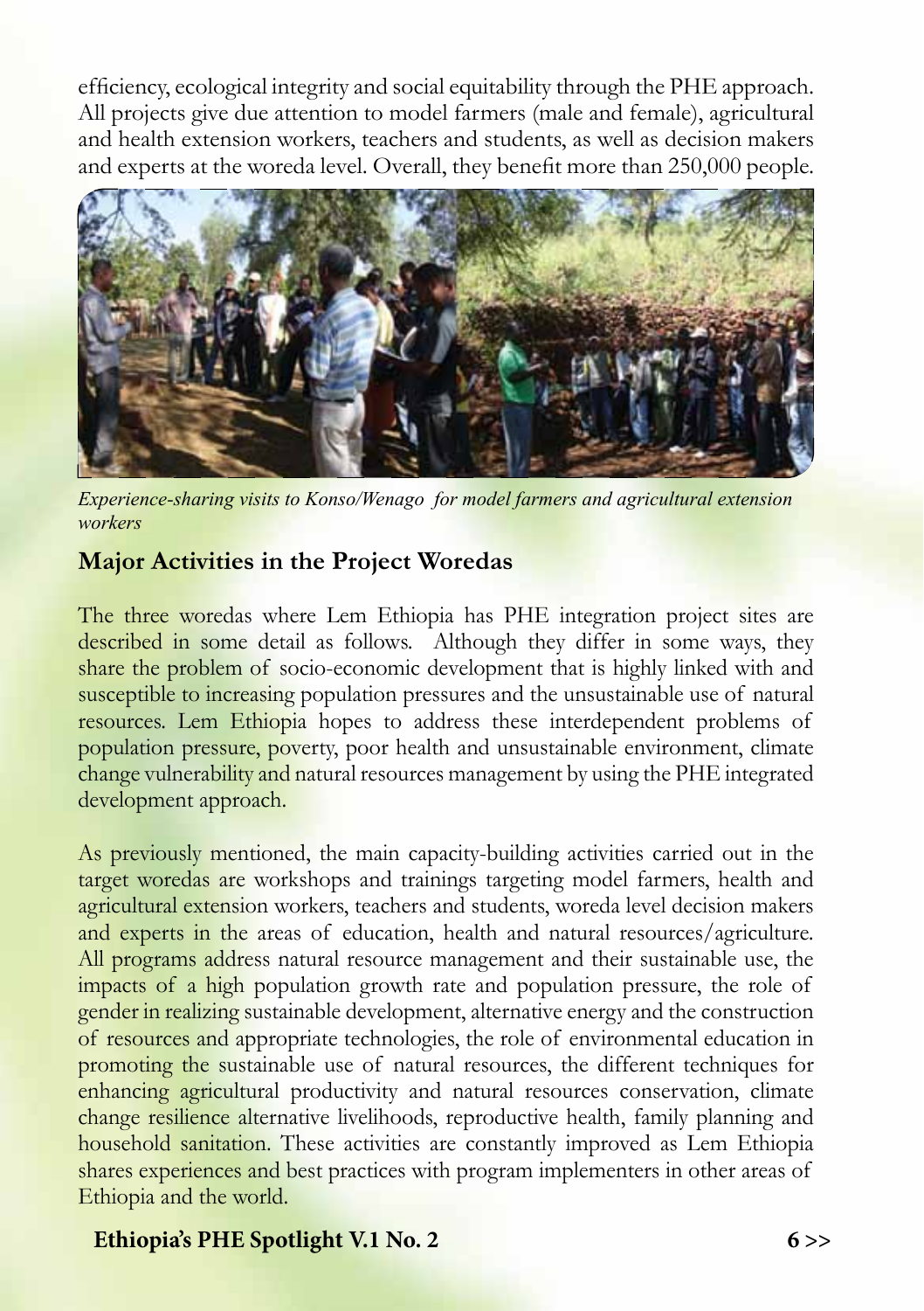efficiency, ecological integrity and social equitability through the PHE approach. All projects give due attention to model farmers (male and female), agricultural and health extension workers, teachers and students, as well as decision makers and experts at the woreda level. Overall, they benefit more than 250,000 people.

*Experience-sharing visits to Konso/Wenago for model farmers and agricultural extension workers*

## Major Activities in the Project Woredas

The three woredas where Lem Ethiopia has PHE integration project sites are described in some detail as follows. Although they differ in some ways, they share the problem of socio-economic development that is highly linked with and susceptible to increasing population pressures and the unsustainable use of natural resources. Lem Ethiopia hopes to address these interdependent problems of population pressure, poverty, poor health and unsustainable environment, climate change vulnerability and natural resources management by using the PHE integrated development approach.

As previously mentioned, the main capacity-building activities carried out in the target woredas are workshops and trainings targeting model farmers, health and agricultural extension workers, teachers and students, woreda level decision makers and experts in the areas of education, health and natural resources/agriculture. All programs address natural resource management and their sustainable use, the impacts of a high population growth rate and population pressure, the role of gender in realizing sustainable development, alternative energy and the construction of resources and appropriate technologies, the role of environmental education in promoting the sustainable use of natural resources, the different techniques for enhancing agricultural productivity and natural resources conservation, climate change resilience alternative livelihoods, reproductive health, family planning and household sanitation. These activities are constantly improved as Lem Ethiopia shares experiences and best practices with program implementers in other areas of Ethiopia and the world.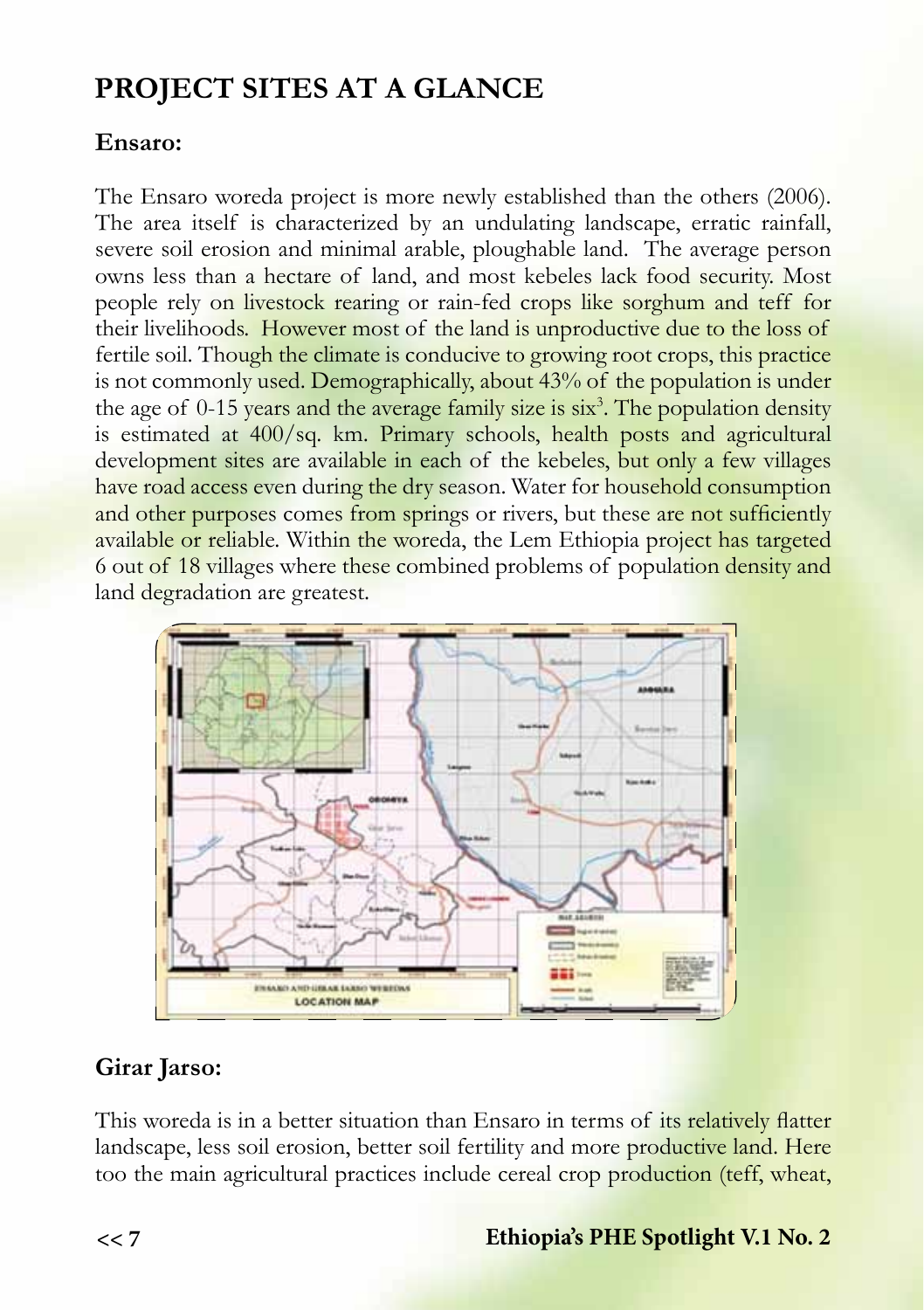# PROJECT SITES AT A GLANCE

## Ensaro:

The Ensaro woreda project is more newly established than the others (2006). The area itself is characterized by an undulating landscape, erratic rainfall, severe soil erosion and minimal arable, ploughable land. The average person owns less than a hectare of land, and most kebeles lack food security. Most people rely on livestock rearing or rain-fed crops like sorghum and teff for their livelihoods. However most of the land is unproductive due to the loss of fertile soil. Though the climate is conducive to growing root crops, this practice is not commonly used. Demographically, about 43% of the population is under the age of 0-15 years and the average family size is six[3]. The population density is estimated at 400/sq. km. Primary schools, health posts and agricultural development sites are available in each of the kebeles, but only a few villages have road access even during the dry season. Water for household consumption and other purposes comes from springs or rivers, but these are not sufficiently available or reliable. Within the woreda, the Lem Ethiopia project has targeted 6 out of 18 villages where these combined problems of population density and land degradation are greatest.

ENSARO AND GIRAR JARSO WEREDAS
LOCATION MAP

## Girar Jarso:

This woreda is in a better situation than Ensaro in terms of its relatively flatter landscape, less soil erosion, better soil fertility and more productive land. Here too the main agricultural practices include cereal crop production (teff, wheat,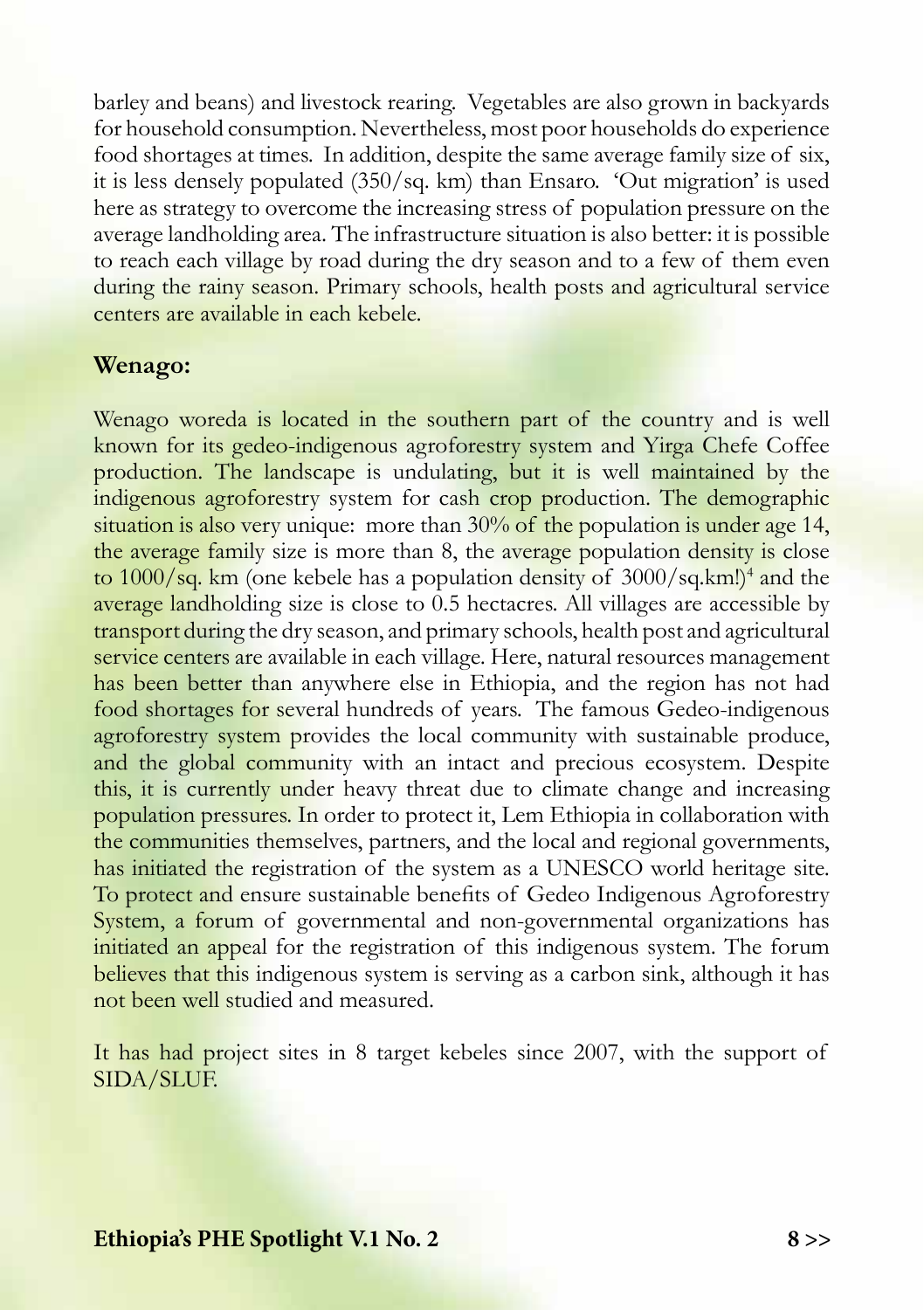barley and beans) and livestock rearing. Vegetables are also grown in backyards for household consumption. Nevertheless, most poor households do experience food shortages at times. In addition, despite the same average family size of six, it is less densely populated (350/sq. km) than Ensaro. 'Out migration' is used here as strategy to overcome the increasing stress of population pressure on the average landholding area. The infrastructure situation is also better: it is possible to reach each village by road during the dry season and to a few of them even during the rainy season. Primary schools, health posts and agricultural service centers are available in each kebele.

**Wenago:**

Wenago woreda is located in the southern part of the country and is well known for its gedeo-indigenous agroforestry system and Yirga Chefe Coffee production. The landscape is undulating, but it is well maintained by the indigenous agroforestry system for cash crop production. The demographic situation is also very unique: more than 30% of the population is under age 14, the average family size is more than 8, the average population density is close to 1000/sq. km (one kebele has a population density of 3000/sq.km!)[4] and the average landholding size is close to 0.5 hectacres. All villages are accessible by transport during the dry season, and primary schools, health post and agricultural service centers are available in each village. Here, natural resources management has been better than anywhere else in Ethiopia, and the region has not had food shortages for several hundreds of years. The famous Gedeo-indigenous agroforestry system provides the local community with sustainable produce, and the global community with an intact and precious ecosystem. Despite this, it is currently under heavy threat due to climate change and increasing population pressures. In order to protect it, Lem Ethiopia in collaboration with the communities themselves, partners, and the local and regional governments, has initiated the registration of the system as a UNESCO world heritage site. To protect and ensure sustainable benefits of Gedeo Indigenous Agroforestry System, a forum of governmental and non-governmental organizations has initiated an appeal for the registration of this indigenous system. The forum believes that this indigenous system is serving as a carbon sink, although it has not been well studied and measured.

It has had project sites in 8 target kebeles since 2007, with the support of SIDA/SLUF.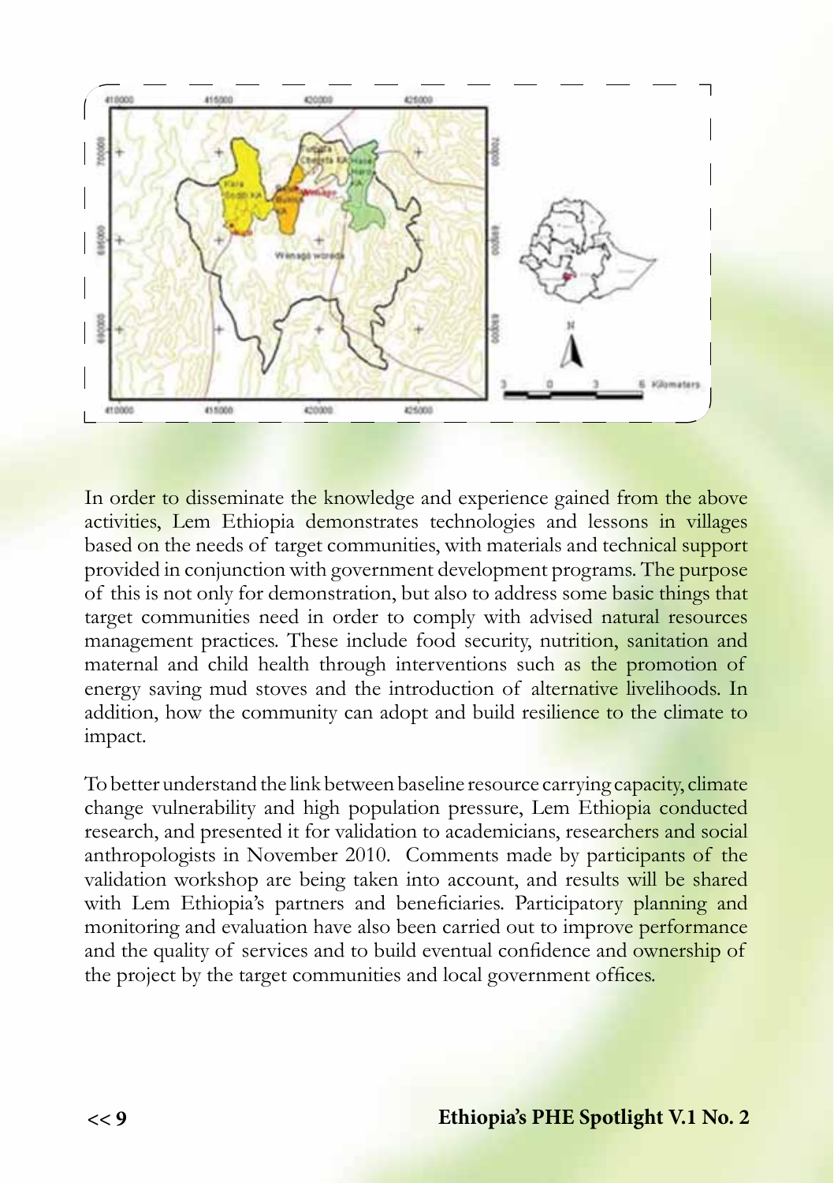In order to disseminate the knowledge and experience gained from the above activities, Lem Ethiopia demonstrates technologies and lessons in villages based on the needs of target communities, with materials and technical support provided in conjunction with government development programs. The purpose of this is not only for demonstration, but also to address some basic things that target communities need in order to comply with advised natural resources management practices. These include food security, nutrition, sanitation and maternal and child health through interventions such as the promotion of energy saving mud stoves and the introduction of alternative livelihoods. In addition, how the community can adopt and build resilience to the climate to impact.

To better understand the link between baseline resource carrying capacity, climate change vulnerability and high population pressure, Lem Ethiopia conducted research, and presented it for validation to academicians, researchers and social anthropologists in November 2010. Comments made by participants of the validation workshop are being taken into account, and results will be shared with Lem Ethiopia's partners and beneficiaries. Participatory planning and monitoring and evaluation have also been carried out to improve performance and the quality of services and to build eventual confidence and ownership of the project by the target communities and local government offices.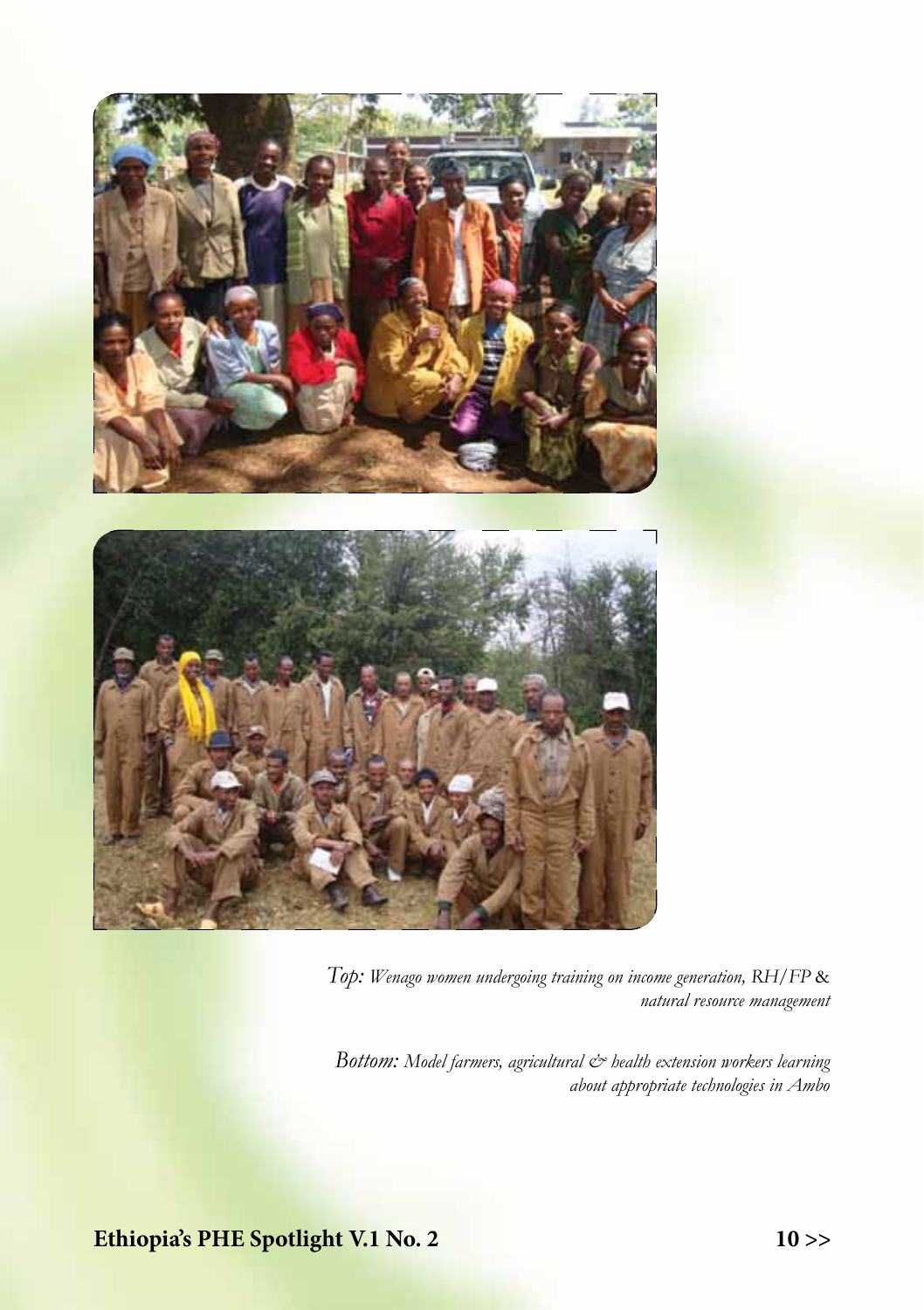*Top: Wenago women undergoing training on income generation, RH/FP & natural resource management*

*Bottom: Model farmers, agricultural & health extension workers learning about appropriate technologies in Ambo*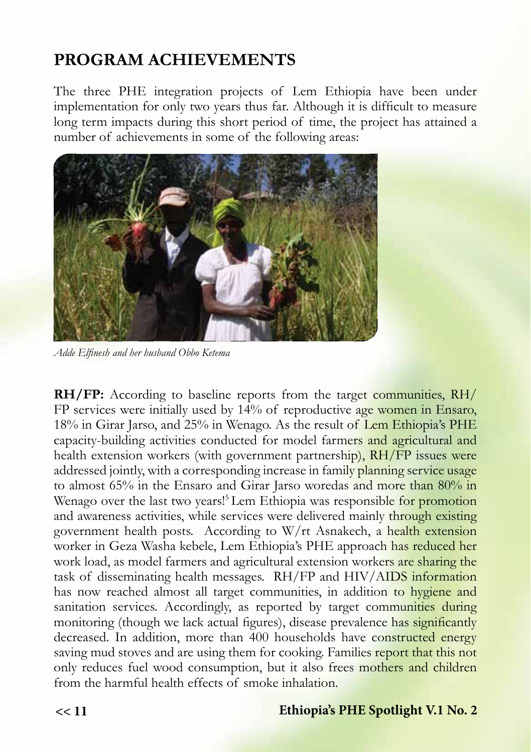## PROGRAM ACHIEVEMENTS

The three PHE integration projects of Lem Ethiopia have been under implementation for only two years thus far. Although it is difficult to measure long term impacts during this short period of time, the project has attained a number of achievements in some of the following areas:

*Adde Elfinesh and her husband Obbo Ketema*

**RH/FP:** According to baseline reports from the target communities, RH/FP services were initially used by 14% of reproductive age women in Ensaro, 18% in Girar Jarso, and 25% in Wenago. As the result of Lem Ethiopia's PHE capacity-building activities conducted for model farmers and agricultural and health extension workers (with government partnership), RH/FP issues were addressed jointly, with a corresponding increase in family planning service usage to almost 65% in the Ensaro and Girar Jarso woredas and more than 80% in Wenago over the last two years![5] Lem Ethiopia was responsible for promotion and awareness activities, while services were delivered mainly through existing government health posts. According to W/rt Asnakech, a health extension worker in Geza Washa kebele, Lem Ethiopia's PHE approach has reduced her work load, as model farmers and agricultural extension workers are sharing the task of disseminating health messages. RH/FP and HIV/AIDS information has now reached almost all target communities, in addition to hygiene and sanitation services. Accordingly, as reported by target communities during monitoring (though we lack actual figures), disease prevalence has significantly decreased. In addition, more than 400 households have constructed energy saving mud stoves and are using them for cooking. Families report that this not only reduces fuel wood consumption, but it also frees mothers and children from the harmful health effects of smoke inhalation.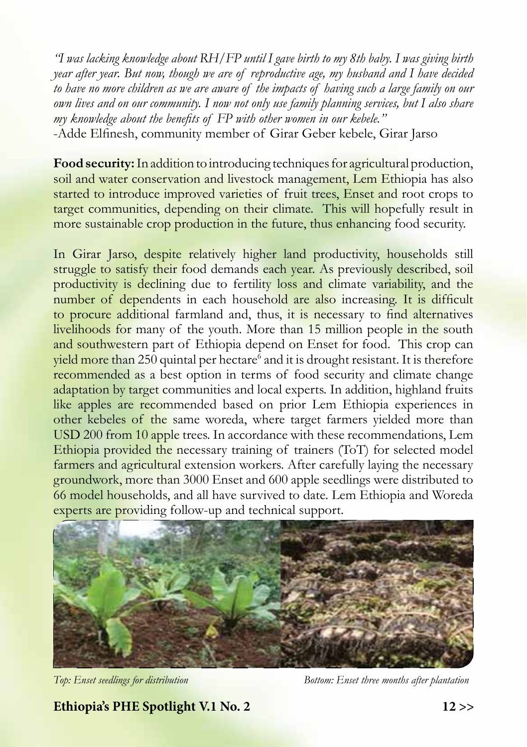*"I was lacking knowledge about RH/FP until I gave birth to my 8th baby. I was giving birth year after year. But now, though we are of reproductive age, my husband and I have decided to have no more children as we are aware of the impacts of having such a large family on our own lives and on our community. I now not only use family planning services, but I also share my knowledge about the benefits of FP with other women in our kebele."*

-Adde Elfinesh, community member of Girar Geber kebele, Girar Jarso

**Food security:** In addition to introducing techniques for agricultural production, soil and water conservation and livestock management, Lem Ethiopia has also started to introduce improved varieties of fruit trees, Enset and root crops to target communities, depending on their climate. This will hopefully result in more sustainable crop production in the future, thus enhancing food security.

In Girar Jarso, despite relatively higher land productivity, households still struggle to satisfy their food demands each year. As previously described, soil productivity is declining due to fertility loss and climate variability, and the number of dependents in each household are also increasing. It is difficult to procure additional farmland and, thus, it is necessary to find alternatives livelihoods for many of the youth. More than 15 million people in the south and southwestern part of Ethiopia depend on Enset for food. This crop can yield more than 250 quintal per hectare[6] and it is drought resistant. It is therefore recommended as a best option in terms of food security and climate change adaptation by target communities and local experts. In addition, highland fruits like apples are recommended based on prior Lem Ethiopia experiences in other kebeles of the same woreda, where target farmers yielded more than USD 200 from 10 apple trees. In accordance with these recommendations, Lem Ethiopia provided the necessary training of trainers (ToT) for selected model farmers and agricultural extension workers. After carefully laying the necessary groundwork, more than 3000 Enset and 600 apple seedlings were distributed to 66 model households, and all have survived to date. Lem Ethiopia and Woreda experts are providing follow-up and technical support.

*Top: Enset seedlings for distribution* *Bottom: Enset three months after plantation*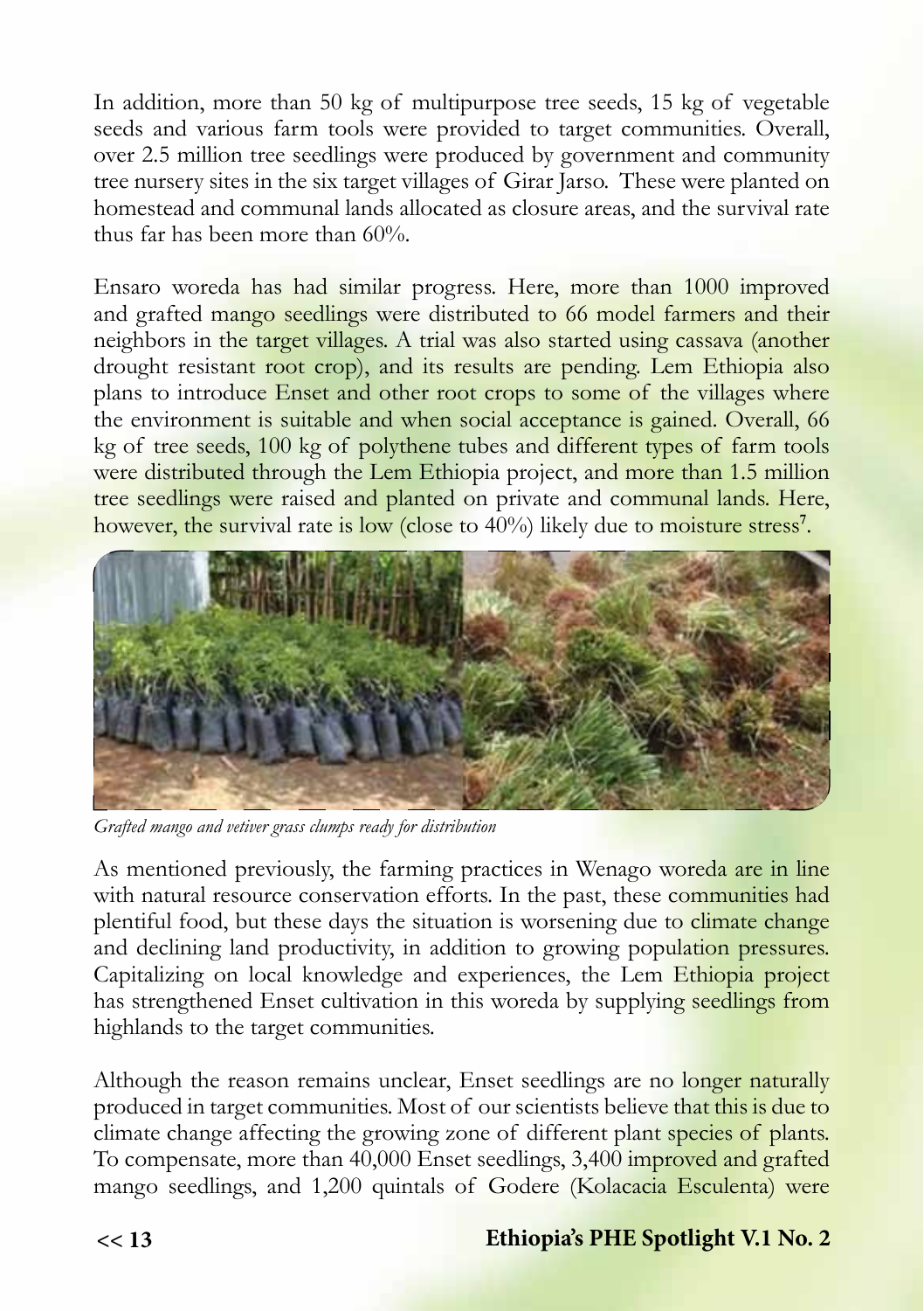In addition, more than 50 kg of multipurpose tree seeds, 15 kg of vegetable seeds and various farm tools were provided to target communities. Overall, over 2.5 million tree seedlings were produced by government and community tree nursery sites in the six target villages of Girar Jarso. These were planted on homestead and communal lands allocated as closure areas, and the survival rate thus far has been more than 60%.

Ensaro woreda has had similar progress. Here, more than 1000 improved and grafted mango seedlings were distributed to 66 model farmers and their neighbors in the target villages. A trial was also started using cassava (another drought resistant root crop), and its results are pending. Lem Ethiopia also plans to introduce Enset and other root crops to some of the villages where the environment is suitable and when social acceptance is gained. Overall, 66 kg of tree seeds, 100 kg of polythene tubes and different types of farm tools were distributed through the Lem Ethiopia project, and more than 1.5 million tree seedlings were raised and planted on private and communal lands. Here, however, the survival rate is low (close to 40%) likely due to moisture stress[7].

*Grafted mango and vetiver grass clumps ready for distribution*

As mentioned previously, the farming practices in Wenago woreda are in line with natural resource conservation efforts. In the past, these communities had plentiful food, but these days the situation is worsening due to climate change and declining land productivity, in addition to growing population pressures. Capitalizing on local knowledge and experiences, the Lem Ethiopia project has strengthened Enset cultivation in this woreda by supplying seedlings from highlands to the target communities.

Although the reason remains unclear, Enset seedlings are no longer naturally produced in target communities. Most of our scientists believe that this is due to climate change affecting the growing zone of different plant species of plants. To compensate, more than 40,000 Enset seedlings, 3,400 improved and grafted mango seedlings, and 1,200 quintals of Godere (Kolacacia Esculenta) were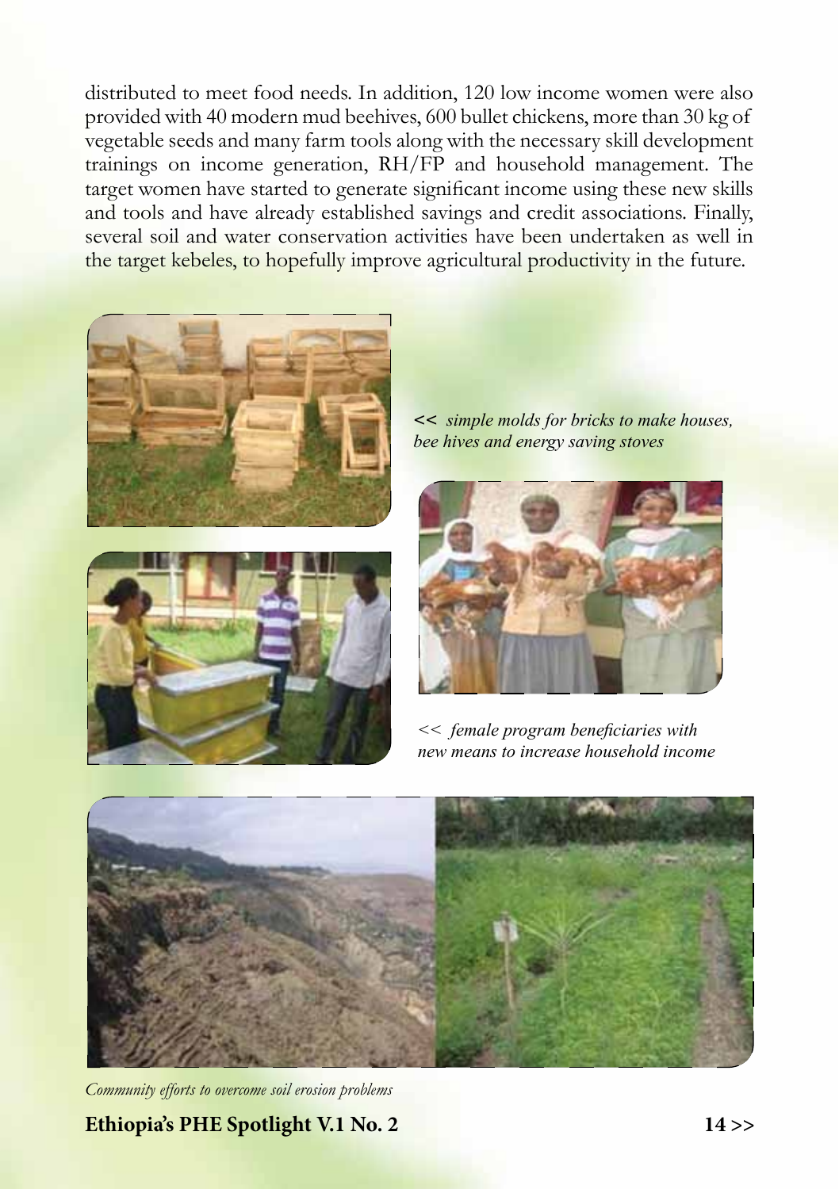distributed to meet food needs. In addition, 120 low income women were also provided with 40 modern mud beehives, 600 bullet chickens, more than 30 kg of vegetable seeds and many farm tools along with the necessary skill development trainings on income generation, RH/FP and household management. The target women have started to generate significant income using these new skills and tools and have already established savings and credit associations. Finally, several soil and water conservation activities have been undertaken as well in the target kebeles, to hopefully improve agricultural productivity in the future.

*<< simple molds for bricks to make houses, bee hives and energy saving stoves*

*<< female program beneficiaries with new means to increase household income*

*Community efforts to overcome soil erosion problems*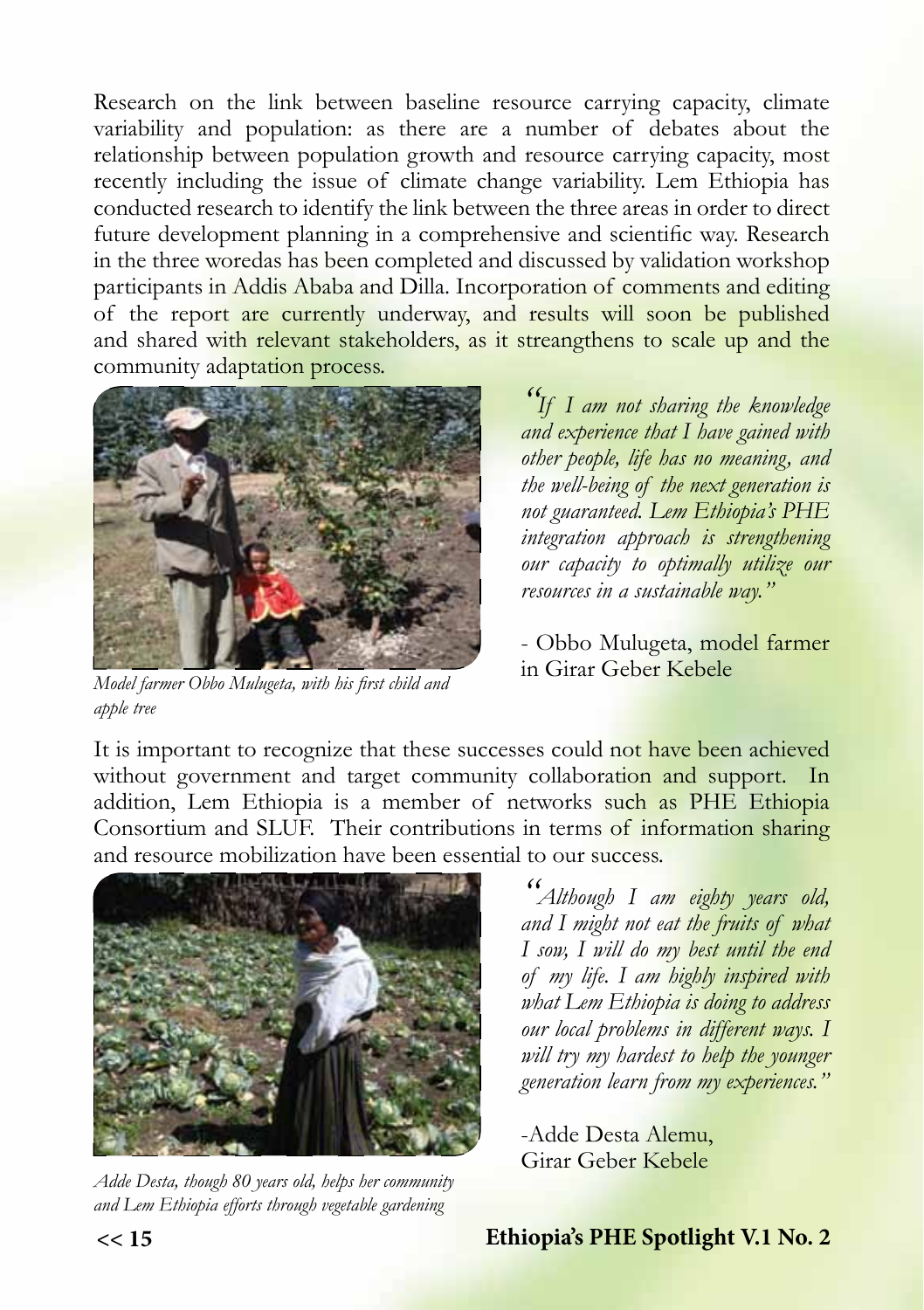Research on the link between baseline resource carrying capacity, climate variability and population: as there are a number of debates about the relationship between population growth and resource carrying capacity, most recently including the issue of climate change variability. Lem Ethiopia has conducted research to identify the link between the three areas in order to direct future development planning in a comprehensive and scientific way. Research in the three woredas has been completed and discussed by validation workshop participants in Addis Ababa and Dilla. Incorporation of comments and editing of the report are currently underway, and results will soon be published and shared with relevant stakeholders, as it streangthens to scale up and the community adaptation process.

*Model farmer Obbo Mulugeta, with his first child and apple tree*

*"If I am not sharing the knowledge and experience that I have gained with other people, life has no meaning, and the well-being of the next generation is not guaranteed. Lem Ethiopia's PHE integration approach is strengthening our capacity to optimally utilize our resources in a sustainable way."*

- Obbo Mulugeta, model farmer in Girar Geber Kebele

It is important to recognize that these successes could not have been achieved without government and target community collaboration and support. In addition, Lem Ethiopia is a member of networks such as PHE Ethiopia Consortium and SLUF. Their contributions in terms of information sharing and resource mobilization have been essential to our success.

*Adde Desta, though 80 years old, helps her community and Lem Ethiopia efforts through vegetable gardening*

*"Although I am eighty years old, and I might not eat the fruits of what I sow, I will do my best until the end of my life. I am highly inspired with what Lem Ethiopia is doing to address our local problems in different ways. I will try my hardest to help the younger generation learn from my experiences."*

-Adde Desta Alemu,
Girar Geber Kebele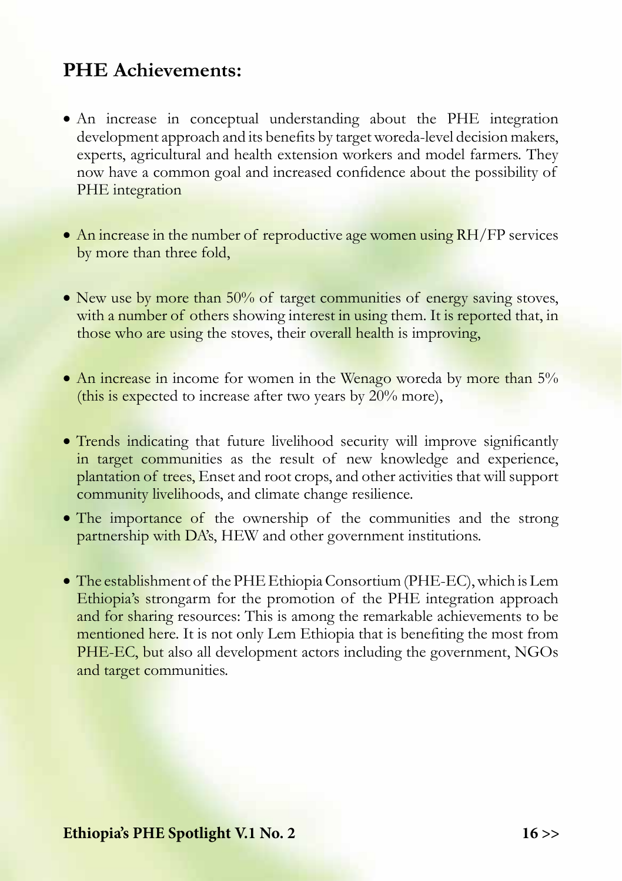## PHE Achievements:

- An increase in conceptual understanding about the PHE integration development approach and its benefits by target woreda-level decision makers, experts, agricultural and health extension workers and model farmers. They now have a common goal and increased confidence about the possibility of PHE integration

- An increase in the number of reproductive age women using RH/FP services by more than three fold,

- New use by more than 50% of target communities of energy saving stoves, with a number of others showing interest in using them. It is reported that, in those who are using the stoves, their overall health is improving,

- An increase in income for women in the Wenago woreda by more than 5% (this is expected to increase after two years by 20% more),

- Trends indicating that future livelihood security will improve significantly in target communities as the result of new knowledge and experience, plantation of trees, Enset and root crops, and other activities that will support community livelihoods, and climate change resilience.
- The importance of the ownership of the communities and the strong partnership with DA's, HEW and other government institutions.

- The establishment of the PHE Ethiopia Consortium (PHE-EC), which is Lem Ethiopia's strongarm for the promotion of the PHE integration approach and for sharing resources: This is among the remarkable achievements to be mentioned here. It is not only Lem Ethiopia that is benefiting the most from PHE-EC, but also all development actors including the government, NGOs and target communities.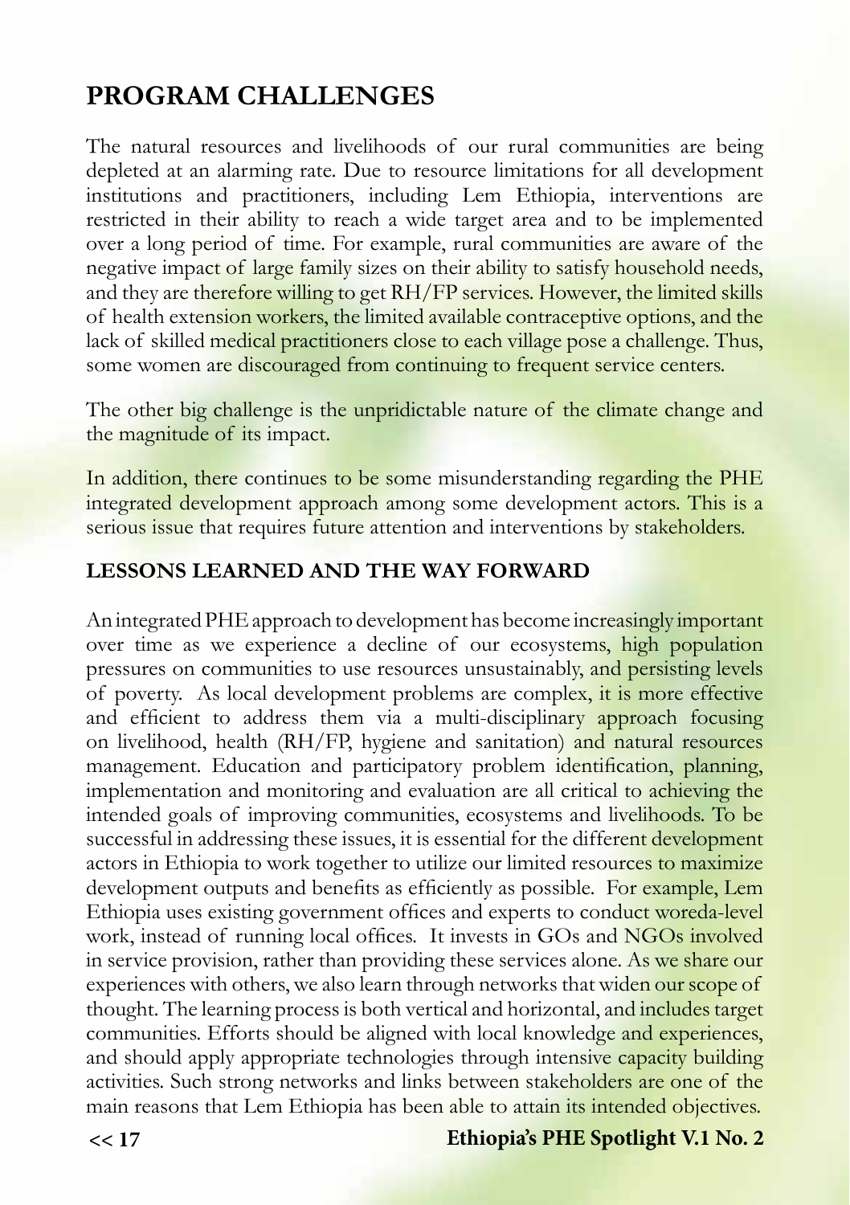# PROGRAM CHALLENGES

The natural resources and livelihoods of our rural communities are being depleted at an alarming rate. Due to resource limitations for all development institutions and practitioners, including Lem Ethiopia, interventions are restricted in their ability to reach a wide target area and to be implemented over a long period of time. For example, rural communities are aware of the negative impact of large family sizes on their ability to satisfy household needs, and they are therefore willing to get RH/FP services. However, the limited skills of health extension workers, the limited available contraceptive options, and the lack of skilled medical practitioners close to each village pose a challenge. Thus, some women are discouraged from continuing to frequent service centers.

The other big challenge is the unpridictable nature of the climate change and the magnitude of its impact.

In addition, there continues to be some misunderstanding regarding the PHE integrated development approach among some development actors. This is a serious issue that requires future attention and interventions by stakeholders.

## LESSONS LEARNED AND THE WAY FORWARD

An integrated PHE approach to development has become increasingly important over time as we experience a decline of our ecosystems, high population pressures on communities to use resources unsustainably, and persisting levels of poverty. As local development problems are complex, it is more effective and efficient to address them via a multi-disciplinary approach focusing on livelihood, health (RH/FP, hygiene and sanitation) and natural resources management. Education and participatory problem identification, planning, implementation and monitoring and evaluation are all critical to achieving the intended goals of improving communities, ecosystems and livelihoods. To be successful in addressing these issues, it is essential for the different development actors in Ethiopia to work together to utilize our limited resources to maximize development outputs and benefits as efficiently as possible. For example, Lem Ethiopia uses existing government offices and experts to conduct woreda-level work, instead of running local offices. It invests in GOs and NGOs involved in service provision, rather than providing these services alone. As we share our experiences with others, we also learn through networks that widen our scope of thought. The learning process is both vertical and horizontal, and includes target communities. Efforts should be aligned with local knowledge and experiences, and should apply appropriate technologies through intensive capacity building activities. Such strong networks and links between stakeholders are one of the main reasons that Lem Ethiopia has been able to attain its intended objectives.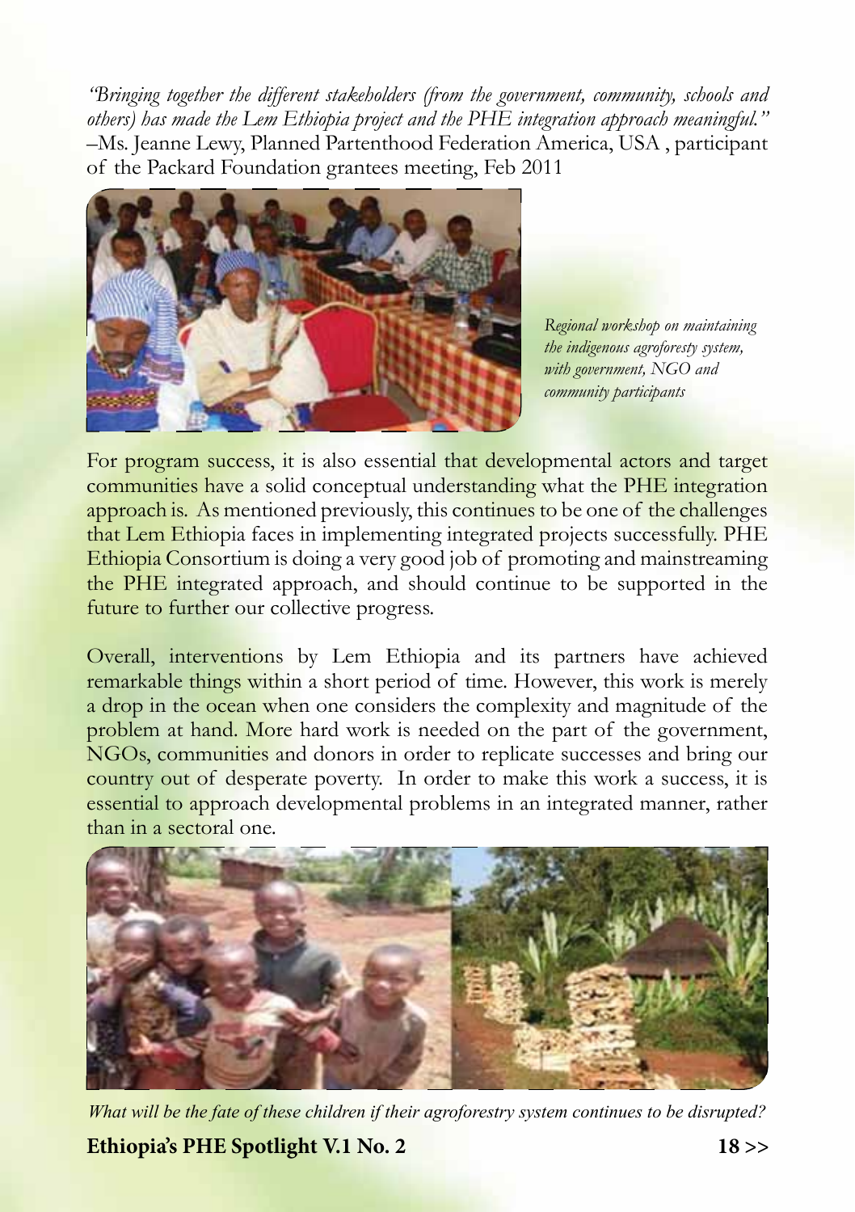*"Bringing together the different stakeholders (from the government, community, schools and others) has made the Lem Ethiopia project and the PHE integration approach meaningful."* –Ms. Jeanne Lewy, Planned Partenthood Federation America, USA , participant of the Packard Foundation grantees meeting, Feb 2011

*Regional workshop on maintaining the indigenous agroforesty system, with government, NGO and community participants*

For program success, it is also essential that developmental actors and target communities have a solid conceptual understanding what the PHE integration approach is. As mentioned previously, this continues to be one of the challenges that Lem Ethiopia faces in implementing integrated projects successfully. PHE Ethiopia Consortium is doing a very good job of promoting and mainstreaming the PHE integrated approach, and should continue to be supported in the future to further our collective progress.

Overall, interventions by Lem Ethiopia and its partners have achieved remarkable things within a short period of time. However, this work is merely a drop in the ocean when one considers the complexity and magnitude of the problem at hand. More hard work is needed on the part of the government, NGOs, communities and donors in order to replicate successes and bring our country out of desperate poverty. In order to make this work a success, it is essential to approach developmental problems in an integrated manner, rather than in a sectoral one.

*What will be the fate of these children if their agroforestry system continues to be disrupted?*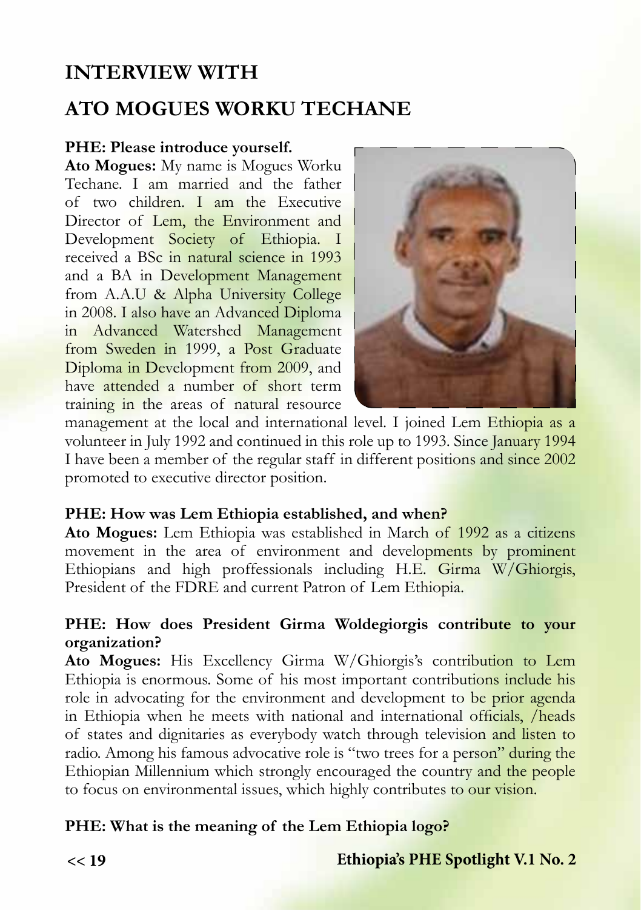# INTERVIEW WITH

# ATO MOGUES WORKU TECHANE

**PHE: Please introduce yourself.**

**Ato Mogues:** My name is Mogues Worku Techane. I am married and the father of two children. I am the Executive Director of Lem, the Environment and Development Society of Ethiopia. I received a BSc in natural science in 1993 and a BA in Development Management from A.A.U & Alpha University College in 2008. I also have an Advanced Diploma in Advanced Watershed Management from Sweden in 1999, a Post Graduate Diploma in Development from 2009, and have attended a number of short term training in the areas of natural resource management at the local and international level. I joined Lem Ethiopia as a volunteer in July 1992 and continued in this role up to 1993. Since January 1994 I have been a member of the regular staff in different positions and since 2002 promoted to executive director position.

**PHE: How was Lem Ethiopia established, and when?**

**Ato Mogues:** Lem Ethiopia was established in March of 1992 as a citizens movement in the area of environment and developments by prominent Ethiopians and high proffessionals including H.E. Girma W/Ghiorgis, President of the FDRE and current Patron of Lem Ethiopia.

**PHE: How does President Girma Woldegiorgis contribute to your organization?**

**Ato Mogues:** His Excellency Girma W/Ghiorgis's contribution to Lem Ethiopia is enormous. Some of his most important contributions include his role in advocating for the environment and development to be prior agenda in Ethiopia when he meets with national and international officials, /heads of states and dignitaries as everybody watch through television and listen to radio. Among his famous advocative role is "two trees for a person" during the Ethiopian Millennium which strongly encouraged the country and the people to focus on environmental issues, which highly contributes to our vision.

**PHE: What is the meaning of the Lem Ethiopia logo?**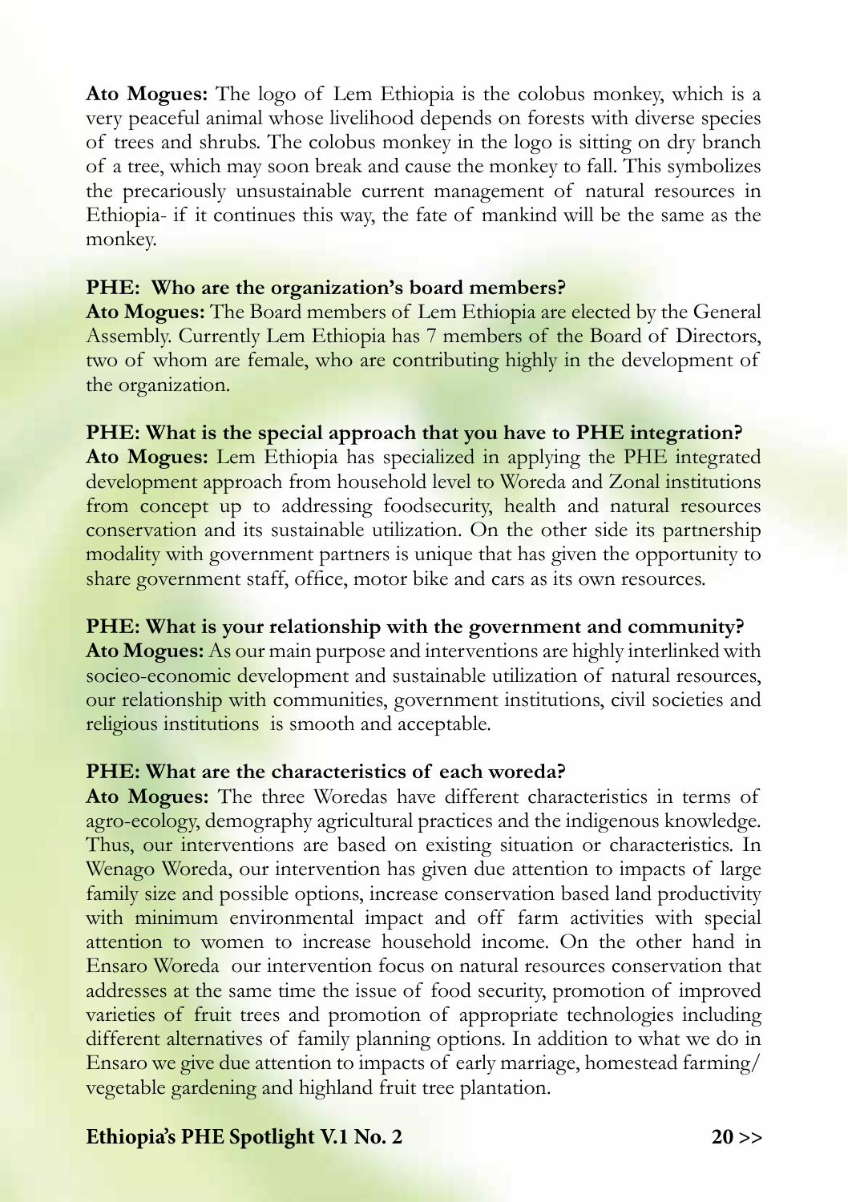**Ato Mogues:** The logo of Lem Ethiopia is the colobus monkey, which is a very peaceful animal whose livelihood depends on forests with diverse species of trees and shrubs. The colobus monkey in the logo is sitting on dry branch of a tree, which may soon break and cause the monkey to fall. This symbolizes the precariously unsustainable current management of natural resources in Ethiopia- if it continues this way, the fate of mankind will be the same as the monkey.

**PHE: Who are the organization's board members?**
**Ato Mogues:** The Board members of Lem Ethiopia are elected by the General Assembly. Currently Lem Ethiopia has 7 members of the Board of Directors, two of whom are female, who are contributing highly in the development of the organization.

**PHE: What is the special approach that you have to PHE integration?**
**Ato Mogues:** Lem Ethiopia has specialized in applying the PHE integrated development approach from household level to Woreda and Zonal institutions from concept up to addressing foodsecurity, health and natural resources conservation and its sustainable utilization. On the other side its partnership modality with government partners is unique that has given the opportunity to share government staff, office, motor bike and cars as its own resources.

**PHE: What is your relationship with the government and community?**
**Ato Mogues:** As our main purpose and interventions are highly interlinked with socieo-economic development and sustainable utilization of natural resources, our relationship with communities, government institutions, civil societies and religious institutions is smooth and acceptable.

**PHE: What are the characteristics of each woreda?**
**Ato Mogues:** The three Woredas have different characteristics in terms of agro-ecology, demography agricultural practices and the indigenous knowledge. Thus, our interventions are based on existing situation or characteristics. In Wenago Woreda, our intervention has given due attention to impacts of large family size and possible options, increase conservation based land productivity with minimum environmental impact and off farm activities with special attention to women to increase household income. On the other hand in Ensaro Woreda our intervention focus on natural resources conservation that addresses at the same time the issue of food security, promotion of improved varieties of fruit trees and promotion of appropriate technologies including different alternatives of family planning options. In addition to what we do in Ensaro we give due attention to impacts of early marriage, homestead farming/ vegetable gardening and highland fruit tree plantation.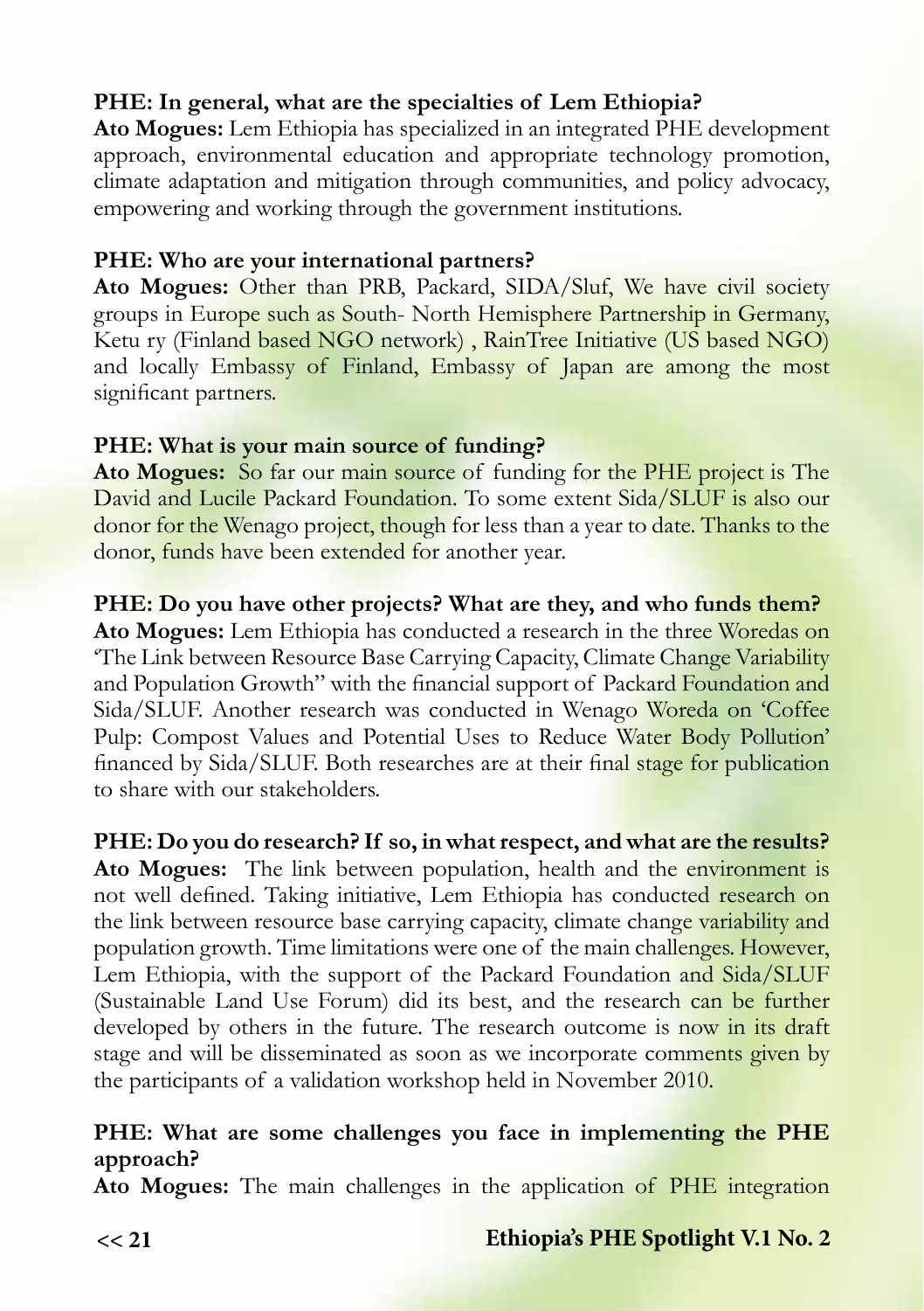**PHE: In general, what are the specialties of Lem Ethiopia?**
**Ato Mogues:** Lem Ethiopia has specialized in an integrated PHE development approach, environmental education and appropriate technology promotion, climate adaptation and mitigation through communities, and policy advocacy, empowering and working through the government institutions.

**PHE: Who are your international partners?**
**Ato Mogues:** Other than PRB, Packard, SIDA/Sluf, We have civil society groups in Europe such as South- North Hemisphere Partnership in Germany, Ketu ry (Finland based NGO network) , RainTree Initiative (US based NGO) and locally Embassy of Finland, Embassy of Japan are among the most significant partners.

**PHE: What is your main source of funding?**
**Ato Mogues:** So far our main source of funding for the PHE project is The David and Lucile Packard Foundation. To some extent Sida/SLUF is also our donor for the Wenago project, though for less than a year to date. Thanks to the donor, funds have been extended for another year.

**PHE: Do you have other projects? What are they, and who funds them?**
**Ato Mogues:** Lem Ethiopia has conducted a research in the three Woredas on 'The Link between Resource Base Carrying Capacity, Climate Change Variability and Population Growth" with the financial support of Packard Foundation and Sida/SLUF. Another research was conducted in Wenago Woreda on 'Coffee Pulp: Compost Values and Potential Uses to Reduce Water Body Pollution' financed by Sida/SLUF. Both researches are at their final stage for publication to share with our stakeholders.

**PHE: Do you do research? If so, in what respect, and what are the results?**
**Ato Mogues:** The link between population, health and the environment is not well defined. Taking initiative, Lem Ethiopia has conducted research on the link between resource base carrying capacity, climate change variability and population growth. Time limitations were one of the main challenges. However, Lem Ethiopia, with the support of the Packard Foundation and Sida/SLUF (Sustainable Land Use Forum) did its best, and the research can be further developed by others in the future. The research outcome is now in its draft stage and will be disseminated as soon as we incorporate comments given by the participants of a validation workshop held in November 2010.

**PHE: What are some challenges you face in implementing the PHE approach?**
**Ato Mogues:** The main challenges in the application of PHE integration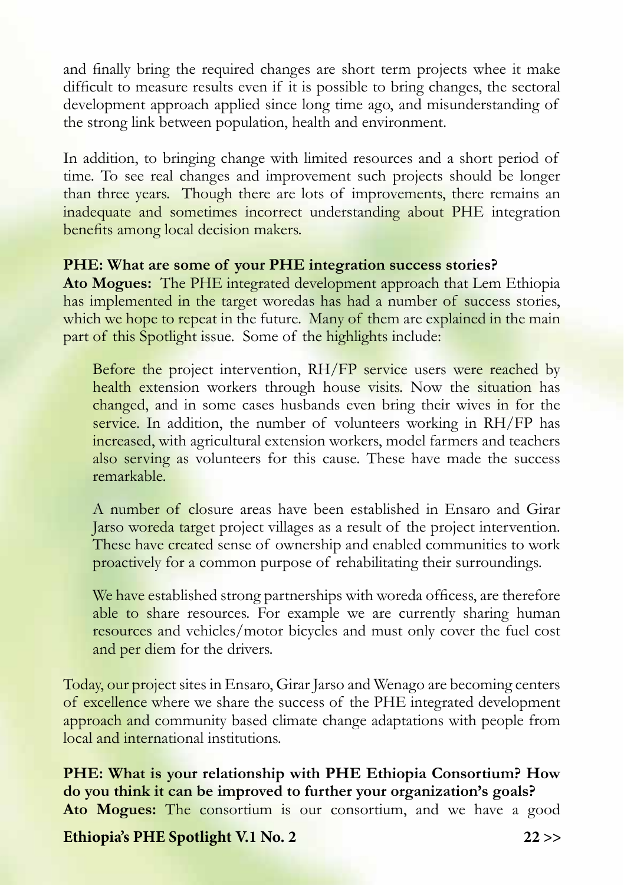and finally bring the required changes are short term projects whee it make difficult to measure results even if it is possible to bring changes, the sectoral development approach applied since long time ago, and misunderstanding of the strong link between population, health and environment.

In addition, to bringing change with limited resources and a short period of time. To see real changes and improvement such projects should be longer than three years. Though there are lots of improvements, there remains an inadequate and sometimes incorrect understanding about PHE integration benefits among local decision makers.

**PHE: What are some of your PHE integration success stories?**
**Ato Mogues:** The PHE integrated development approach that Lem Ethiopia has implemented in the target woredas has had a number of success stories, which we hope to repeat in the future. Many of them are explained in the main part of this Spotlight issue. Some of the highlights include:

> Before the project intervention, RH/FP service users were reached by health extension workers through house visits. Now the situation has changed, and in some cases husbands even bring their wives in for the service. In addition, the number of volunteers working in RH/FP has increased, with agricultural extension workers, model farmers and teachers also serving as volunteers for this cause. These have made the success remarkable.
>
> A number of closure areas have been established in Ensaro and Girar Jarso woreda target project villages as a result of the project intervention. These have created sense of ownership and enabled communities to work proactively for a common purpose of rehabilitating their surroundings.
>
> We have established strong partnerships with woreda officess, are therefore able to share resources. For example we are currently sharing human resources and vehicles/motor bicycles and must only cover the fuel cost and per diem for the drivers.

Today, our project sites in Ensaro, Girar Jarso and Wenago are becoming centers of excellence where we share the success of the PHE integrated development approach and community based climate change adaptations with people from local and international institutions.

**PHE: What is your relationship with PHE Ethiopia Consortium? How do you think it can be improved to further your organization's goals?**
**Ato Mogues:** The consortium is our consortium, and we have a good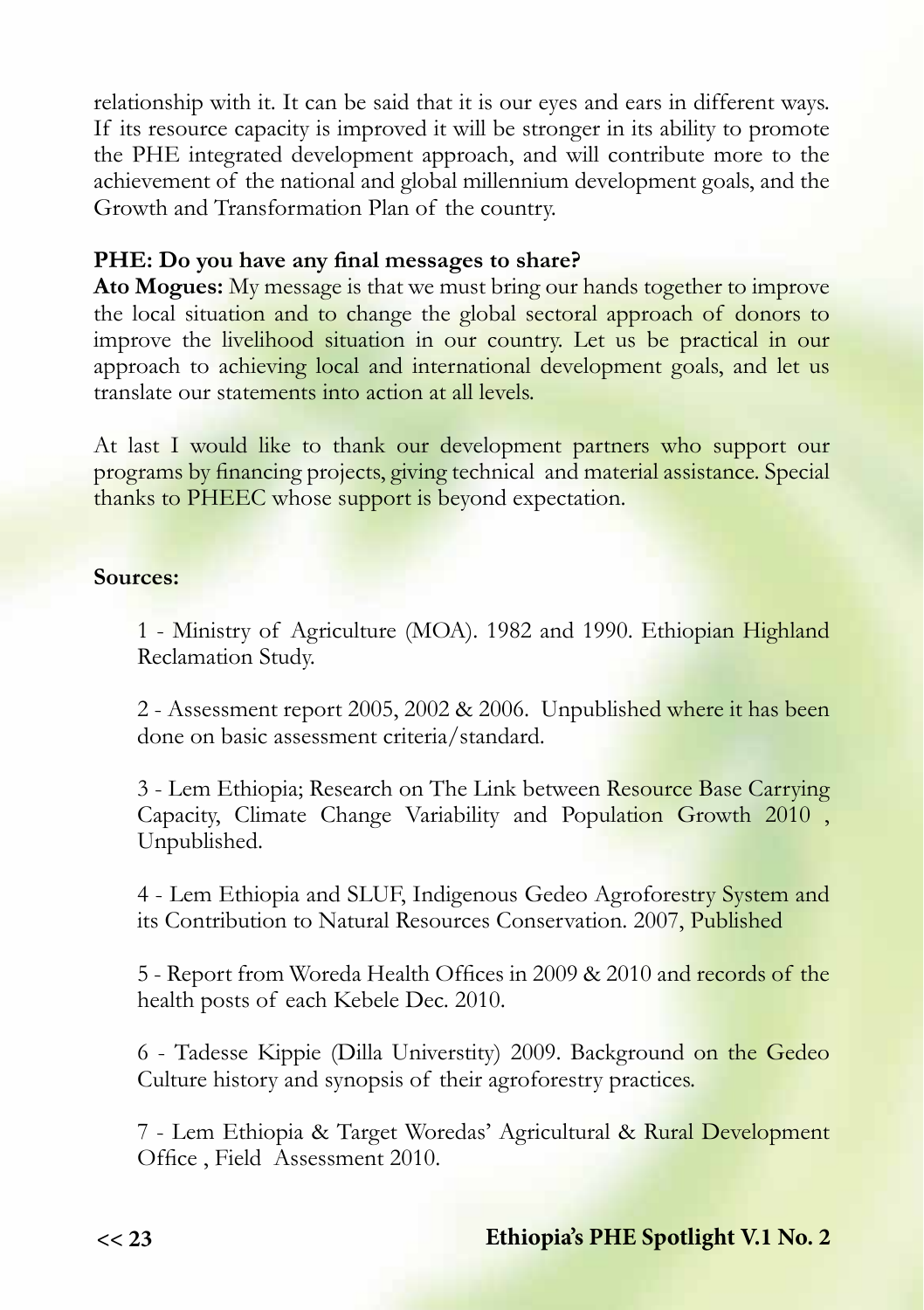relationship with it. It can be said that it is our eyes and ears in different ways. If its resource capacity is improved it will be stronger in its ability to promote the PHE integrated development approach, and will contribute more to the achievement of the national and global millennium development goals, and the Growth and Transformation Plan of the country.

**PHE: Do you have any final messages to share?**
**Ato Mogues:** My message is that we must bring our hands together to improve the local situation and to change the global sectoral approach of donors to improve the livelihood situation in our country. Let us be practical in our approach to achieving local and international development goals, and let us translate our statements into action at all levels.

At last I would like to thank our development partners who support our programs by financing projects, giving technical and material assistance. Special thanks to PHEEC whose support is beyond expectation.

**Sources:**

1 - Ministry of Agriculture (MOA). 1982 and 1990. Ethiopian Highland Reclamation Study.

2 - Assessment report 2005, 2002 & 2006. Unpublished where it has been done on basic assessment criteria/standard.

3 - Lem Ethiopia; Research on The Link between Resource Base Carrying Capacity, Climate Change Variability and Population Growth 2010 , Unpublished.

4 - Lem Ethiopia and SLUF, Indigenous Gedeo Agroforestry System and its Contribution to Natural Resources Conservation. 2007, Published

5 - Report from Woreda Health Offices in 2009 & 2010 and records of the health posts of each Kebele Dec. 2010.

6 - Tadesse Kippie (Dilla Universtity) 2009. Background on the Gedeo Culture history and synopsis of their agroforestry practices.

7 - Lem Ethiopia & Target Woredas' Agricultural & Rural Development Office , Field Assessment 2010.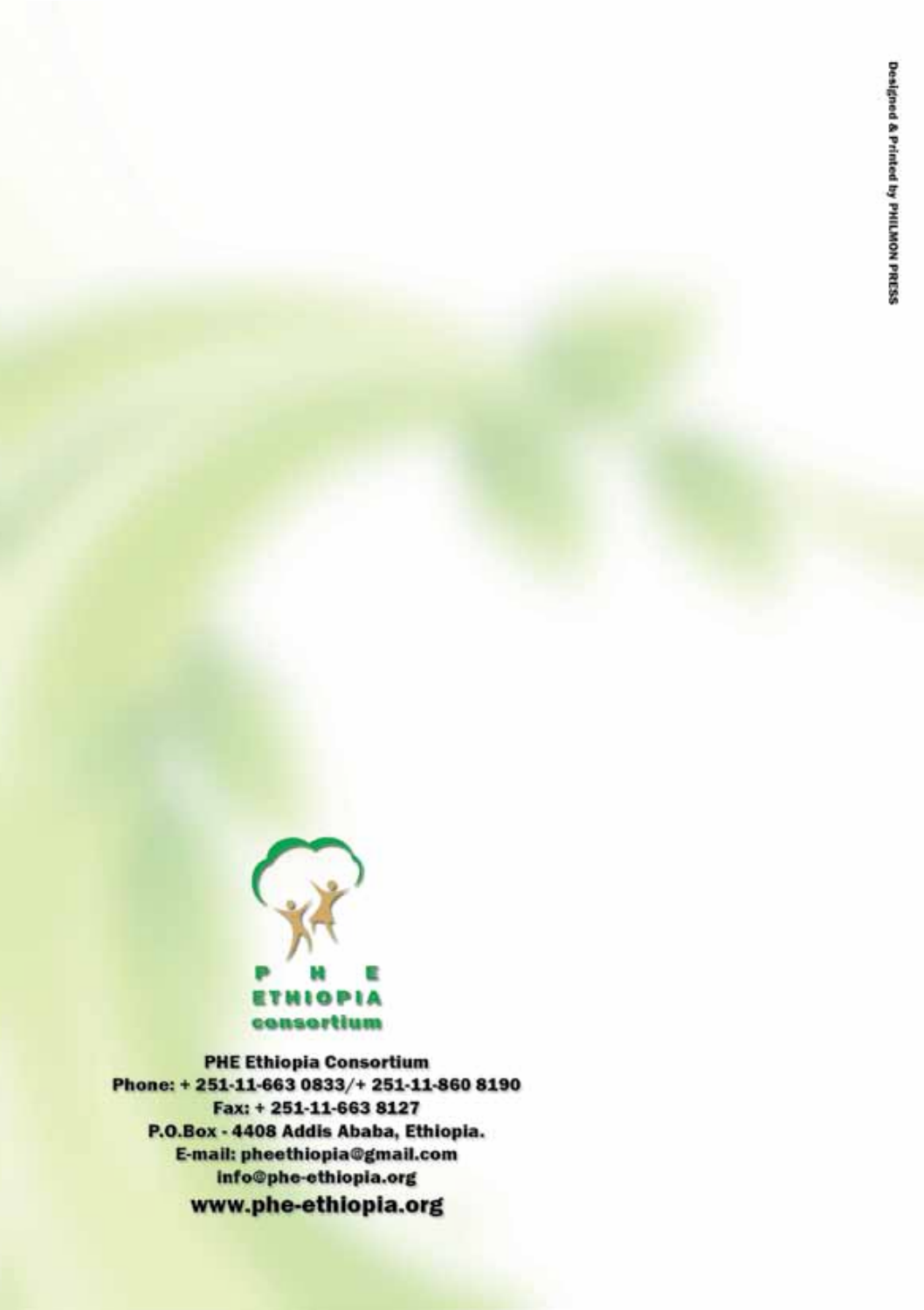Designed & Printed by PHILMON PRESS

P H E
ETHIOPIA
consortium

PHE Ethiopia Consortium
Phone: + 251-11-663 0833/+ 251-11-860 8190
Fax: + 251-11-663 8127
P.O.Box - 4408 Addis Ababa, Ethiopia.
E-mail: pheethiopia@gmail.com
info@phe-ethiopia.org
www.phe-ethiopia.org